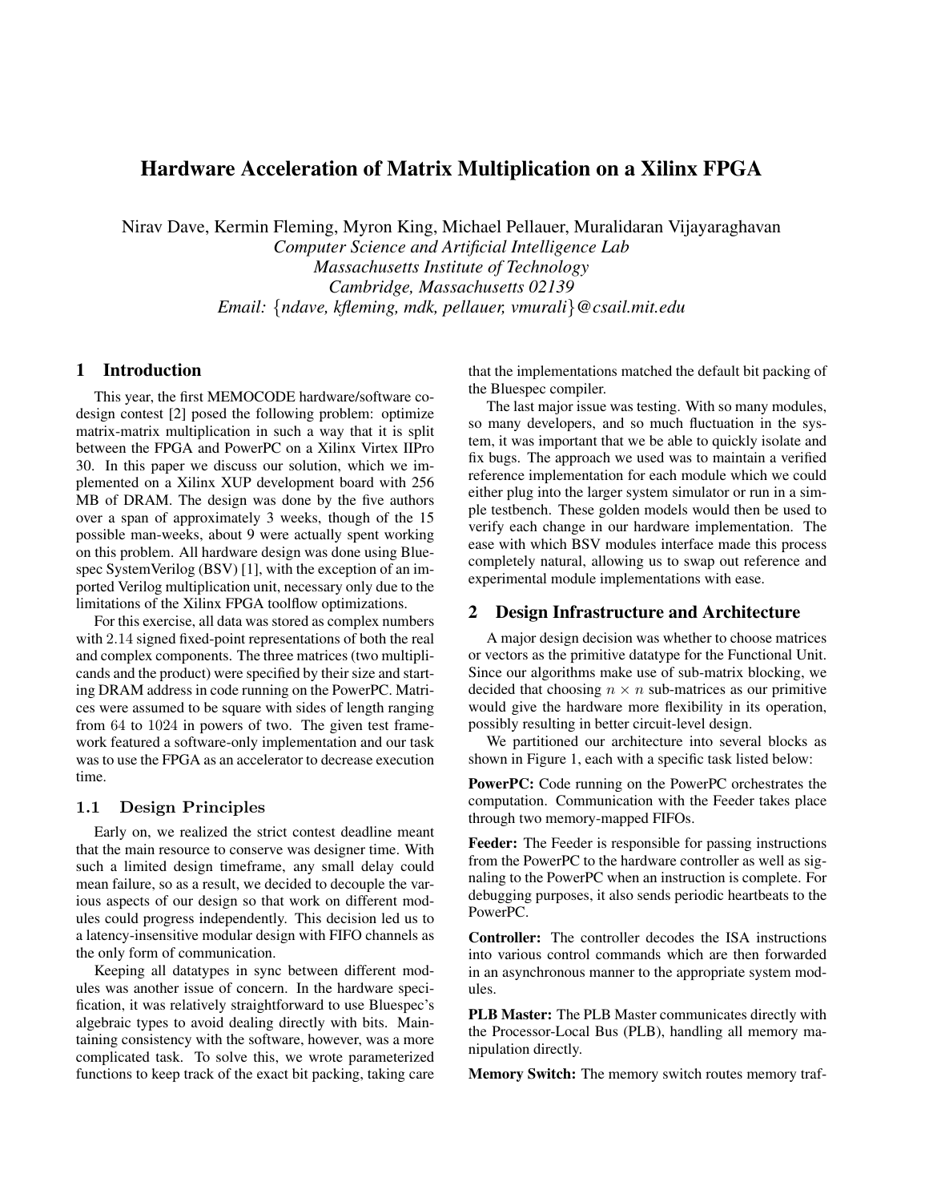# Hardware Acceleration of Matrix Multiplication on a Xilinx FPGA

Nirav Dave, Kermin Fleming, Myron King, Michael Pellauer, Muralidaran Vijayaraghavan
*Computer Science and Artificial Intelligence Lab*
*Massachusetts Institute of Technology*
*Cambridge, Massachusetts 02139*
*Email: {ndave, kfleming, mdk, pellauer, vmurali}@csail.mit.edu*

## 1 Introduction

This year, the first MEMOCODE hardware/software co-design contest [2] posed the following problem: optimize matrix-matrix multiplication in such a way that it is split between the FPGA and PowerPC on a Xilinx Virtex IIPro 30. In this paper we discuss our solution, which we implemented on a Xilinx XUP development board with 256 MB of DRAM. The design was done by the five authors over a span of approximately 3 weeks, though of the 15 possible man-weeks, about 9 were actually spent working on this problem. All hardware design was done using Bluespec SystemVerilog (BSV) [1], with the exception of an imported Verilog multiplication unit, necessary only due to the limitations of the Xilinx FPGA toolflow optimizations.

For this exercise, all data was stored as complex numbers with $2.14$ signed fixed-point representations of both the real and complex components. The three matrices (two multiplicands and the product) were specified by their size and starting DRAM address in code running on the PowerPC. Matrices were assumed to be square with sides of length ranging from $64$ to $1024$ in powers of two. The given test framework featured a software-only implementation and our task was to use the FPGA as an accelerator to decrease execution time.

### 1.1 Design Principles

Early on, we realized the strict contest deadline meant that the main resource to conserve was designer time. With such a limited design timeframe, any small delay could mean failure, so as a result, we decided to decouple the various aspects of our design so that work on different modules could progress independently. This decision led us to a latency-insensitive modular design with FIFO channels as the only form of communication.

Keeping all datatypes in sync between different modules was another issue of concern. In the hardware specification, it was relatively straightforward to use Bluespec's algebraic types to avoid dealing directly with bits. Maintaining consistency with the software, however, was a more complicated task. To solve this, we wrote parameterized functions to keep track of the exact bit packing, taking care that the implementations matched the default bit packing of the Bluespec compiler.

The last major issue was testing. With so many modules, so many developers, and so much fluctuation in the system, it was important that we be able to quickly isolate and fix bugs. The approach we used was to maintain a verified reference implementation for each module which we could either plug into the larger system simulator or run in a simple testbench. These golden models would then be used to verify each change in our hardware implementation. The ease with which BSV modules interface made this process completely natural, allowing us to swap out reference and experimental module implementations with ease.

## 2 Design Infrastructure and Architecture

A major design decision was whether to choose matrices or vectors as the primitive datatype for the Functional Unit. Since our algorithms make use of sub-matrix blocking, we decided that choosing $n \times n$ sub-matrices as our primitive would give the hardware more flexibility in its operation, possibly resulting in better circuit-level design.

We partitioned our architecture into several blocks as shown in Figure 1, each with a specific task listed below:

**PowerPC:** Code running on the PowerPC orchestrates the computation. Communication with the Feeder takes place through two memory-mapped FIFOs.

**Feeder:** The Feeder is responsible for passing instructions from the PowerPC to the hardware controller as well as signaling to the PowerPC when an instruction is complete. For debugging purposes, it also sends periodic heartbeats to the PowerPC.

**Controller:** The controller decodes the ISA instructions into various control commands which are then forwarded in an asynchronous manner to the appropriate system modules.

**PLB Master:** The PLB Master communicates directly with the Processor-Local Bus (PLB), handling all memory manipulation directly.

**Memory Switch:** The memory switch routes memory traf-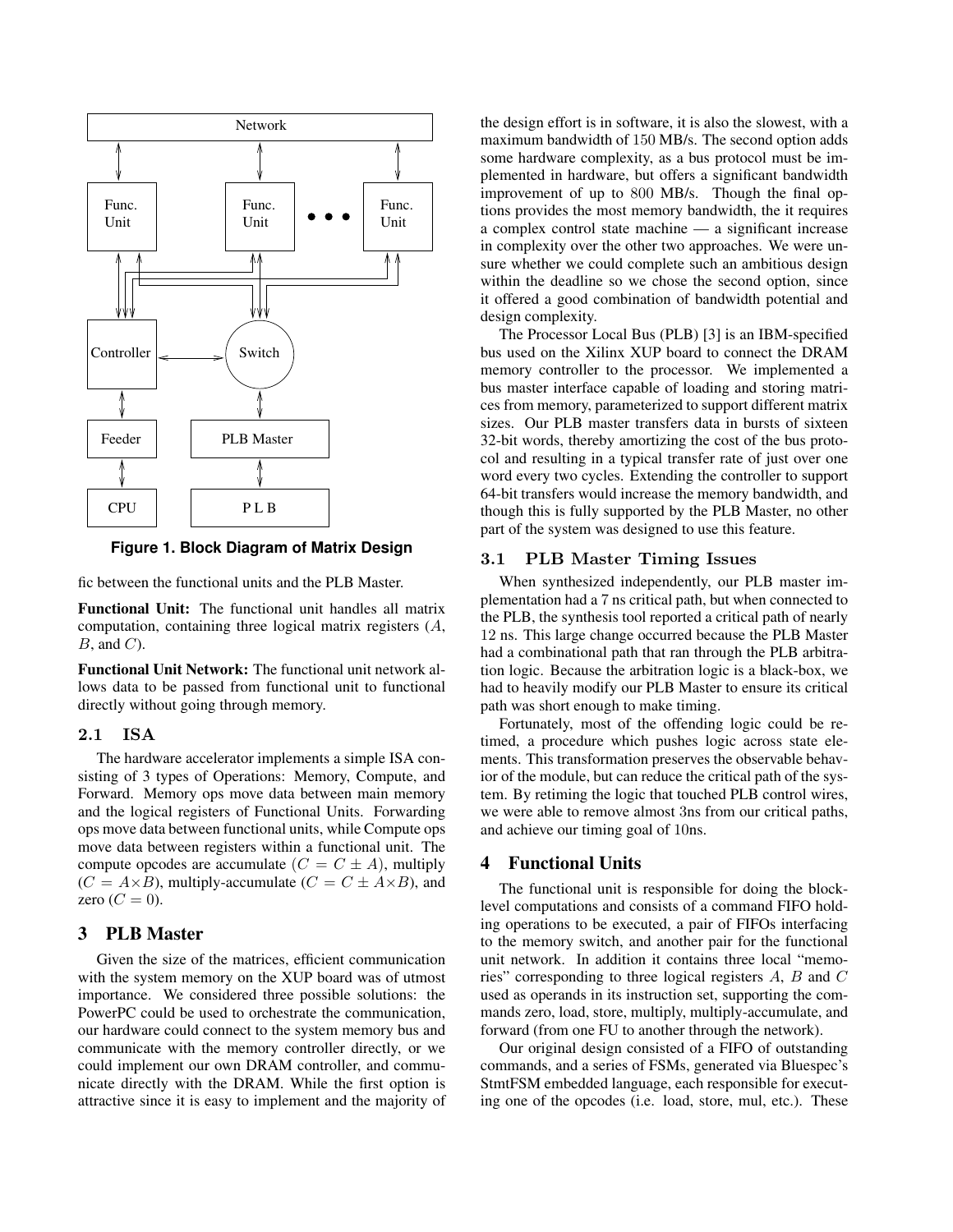**Figure 1. Block Diagram of Matrix Design**

fic between the functional units and the PLB Master.

**Functional Unit:** The functional unit handles all matrix computation, containing three logical matrix registers ($A$, $B$, and $C$).

**Functional Unit Network:** The functional unit network allows data to be passed from functional unit to functional directly without going through memory.

### 2.1 ISA

The hardware accelerator implements a simple ISA consisting of 3 types of Operations: Memory, Compute, and Forward. Memory ops move data between main memory and the logical registers of Functional Units. Forwarding ops move data between functional units, while Compute ops move data between registers within a functional unit. The compute opcodes are accumulate ($C = C \pm A$), multiply ($C = A \times B$), multiply-accumulate ($C = C \pm A \times B$), and zero ($C = 0$).

## 3 PLB Master

Given the size of the matrices, efficient communication with the system memory on the XUP board was of utmost importance. We considered three possible solutions: the PowerPC could be used to orchestrate the communication, our hardware could connect to the system memory bus and communicate with the memory controller directly, or we could implement our own DRAM controller, and communicate directly with the DRAM. While the first option is attractive since it is easy to implement and the majority of the design effort is in software, it is also the slowest, with a maximum bandwidth of 150 MB/s. The second option adds some hardware complexity, as a bus protocol must be implemented in hardware, but offers a significant bandwidth improvement of up to 800 MB/s. Though the final options provides the most memory bandwidth, the it requires a complex control state machine — a significant increase in complexity over the other two approaches. We were unsure whether we could complete such an ambitious design within the deadline so we chose the second option, since it offered a good combination of bandwidth potential and design complexity.

The Processor Local Bus (PLB) [3] is an IBM-specified bus used on the Xilinx XUP board to connect the DRAM memory controller to the processor. We implemented a bus master interface capable of loading and storing matrices from memory, parameterized to support different matrix sizes. Our PLB master transfers data in bursts of sixteen 32-bit words, thereby amortizing the cost of the bus protocol and resulting in a typical transfer rate of just over one word every two cycles. Extending the controller to support 64-bit transfers would increase the memory bandwidth, and though this is fully supported by the PLB Master, no other part of the system was designed to use this feature.

### 3.1 PLB Master Timing Issues

When synthesized independently, our PLB master implementation had a 7 ns critical path, but when connected to the PLB, the synthesis tool reported a critical path of nearly 12 ns. This large change occurred because the PLB Master had a combinational path that ran through the PLB arbitration logic. Because the arbitration logic is a black-box, we had to heavily modify our PLB Master to ensure its critical path was short enough to make timing.

Fortunately, most of the offending logic could be retimed, a procedure which pushes logic across state elements. This transformation preserves the observable behavior of the module, but can reduce the critical path of the system. By retiming the logic that touched PLB control wires, we were able to remove almost 3ns from our critical paths, and achieve our timing goal of 10ns.

## 4 Functional Units

The functional unit is responsible for doing the block-level computations and consists of a command FIFO holding operations to be executed, a pair of FIFOs interfacing to the memory switch, and another pair for the functional unit network. In addition it contains three local "memories" corresponding to three logical registers $A$, $B$ and $C$ used as operands in its instruction set, supporting the commands zero, load, store, multiply, multiply-accumulate, and forward (from one FU to another through the network).

Our original design consisted of a FIFO of outstanding commands, and a series of FSMs, generated via Bluespec's StmtFSM embedded language, each responsible for executing one of the opcodes (i.e. load, store, mul, etc.). These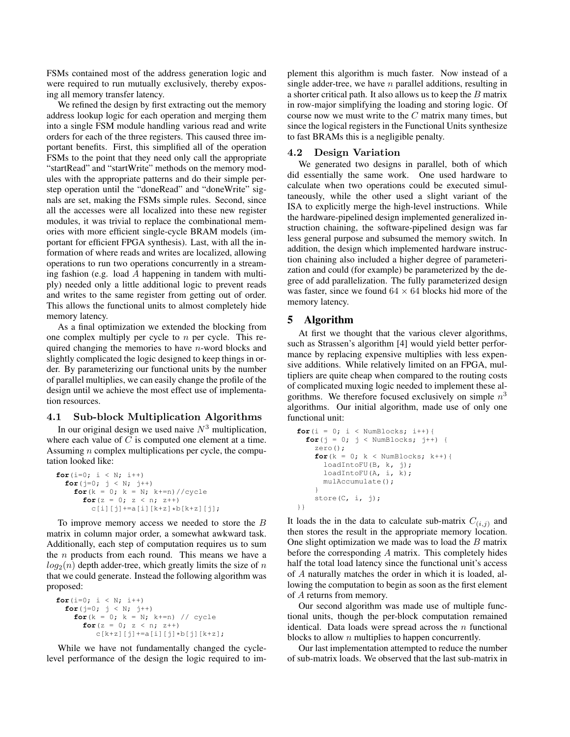FSMs contained most of the address generation logic and were required to run mutually exclusively, thereby exposing all memory transfer latency.

We refined the design by first extracting out the memory address lookup logic for each operation and merging them into a single FSM module handling various read and write orders for each of the three registers. This caused three important benefits. First, this simplified all of the operation FSMs to the point that they need only call the appropriate "startRead" and "startWrite" methods on the memory modules with the appropriate patterns and do their simple per-step operation until the "doneRead" and "doneWrite" signals are set, making the FSMs simple rules. Second, since all the accesses were all localized into these new register modules, it was trivial to replace the combinational memories with more efficient single-cycle BRAM models (important for efficient FPGA synthesis). Last, with all the information of where reads and writes are localized, allowing operations to run two operations concurrently in a streaming fashion (e.g. load $A$ happening in tandem with multiply) needed only a little additional logic to prevent reads and writes to the same register from getting out of order. This allows the functional units to almost completely hide memory latency.

As a final optimization we extended the blocking from one complex multiply per cycle to $n$ per cycle. This required changing the memories to have $n$-word blocks and slightly complicated the logic designed to keep things in order. By parameterizing our functional units by the number of parallel multiplies, we can easily change the profile of the design until we achieve the most effect use of implementation resources.

### 4.1 Sub-block Multiplication Algorithms

In our original design we used naive $N^3$ multiplication, where each value of $C$ is computed one element at a time. Assuming $n$ complex multiplications per cycle, the computation looked like:

```
for(i=0; i < N; i++)
  for(j=0; j < N; j++)
    for(k = 0; k = N; k+=n)//cycle
      for(z = 0; z < n; z++)
        c[i][j]+=a[i][k+z]*b[k+z][j];
```

To improve memory access we needed to store the $B$ matrix in column major order, a somewhat awkward task. Additionally, each step of computation requires us to sum the $n$ products from each round. This means we have a $log_2(n)$ depth adder-tree, which greatly limits the size of $n$ that we could generate. Instead the following algorithm was proposed:

```
for(i=0; i < N; i++)
  for(j=0; j < N; j++)
    for(k = 0; k = N; k+=n) // cycle
      for(z = 0; z < n; z++)
         c[k+z][j]+=a[i][j]*b[j][k+z];
```

While we have not fundamentally changed the cycle-level performance of the design the logic required to implement this algorithm is much faster. Now instead of a single adder-tree, we have $n$ parallel additions, resulting in a shorter critical path. It also allows us to keep the $B$ matrix in row-major simplifying the loading and storing logic. Of course now we must write to the $C$ matrix many times, but since the logical registers in the Functional Units synthesize to fast BRAMs this is a negligible penalty.

### 4.2 Design Variation

We generated two designs in parallel, both of which did essentially the same work. One used hardware to calculate when two operations could be executed simultaneously, while the other used a slight variant of the ISA to explicitly merge the high-level instructions. While the hardware-pipelined design implemented generalized instruction chaining, the software-pipelined design was far less general purpose and subsumed the memory switch. In addition, the design which implemented hardware instruction chaining also included a higher degree of parameterization and could (for example) be parameterized by the degree of add parallelization. The fully parameterized design was faster, since we found $64 \times 64$ blocks hid more of the memory latency.

## 5 Algorithm

At first we thought that the various clever algorithms, such as Strassen's algorithm [4] would yield better performance by replacing expensive multiplies with less expensive additions. While relatively limited on an FPGA, multipliers are quite cheap when compared to the routing costs of complicated muxing logic needed to implement these algorithms. We therefore focused exclusively on simple $n^3$ algorithms. Our initial algorithm, made use of only one functional unit:

```
for(i = 0; i < NumBlocks; i++){
  for(j = 0; j < NumBlocks; j++) {
    zero();
    for(k = 0; k < NumBlocks; k++){
      loadIntoFU(B, k, j);
      loadIntoFU(A, i, k);
      mulAccumulate();
    }
    store(C, i, j);
}}
```

It loads the in the data to calculate sub-matrix $C_{(i,j)}$ and then stores the result in the appropriate memory location. One slight optimization we made was to load the $B$ matrix before the corresponding $A$ matrix. This completely hides half the total load latency since the functional unit's access of $A$ naturally matches the order in which it is loaded, allowing the computation to begin as soon as the first element of $A$ returns from memory.

Our second algorithm was made use of multiple functional units, though the per-block computation remained identical. Data loads were spread across the $n$ functional blocks to allow $n$ multiplies to happen concurrently.

Our last implementation attempted to reduce the number of sub-matrix loads. We observed that the last sub-matrix in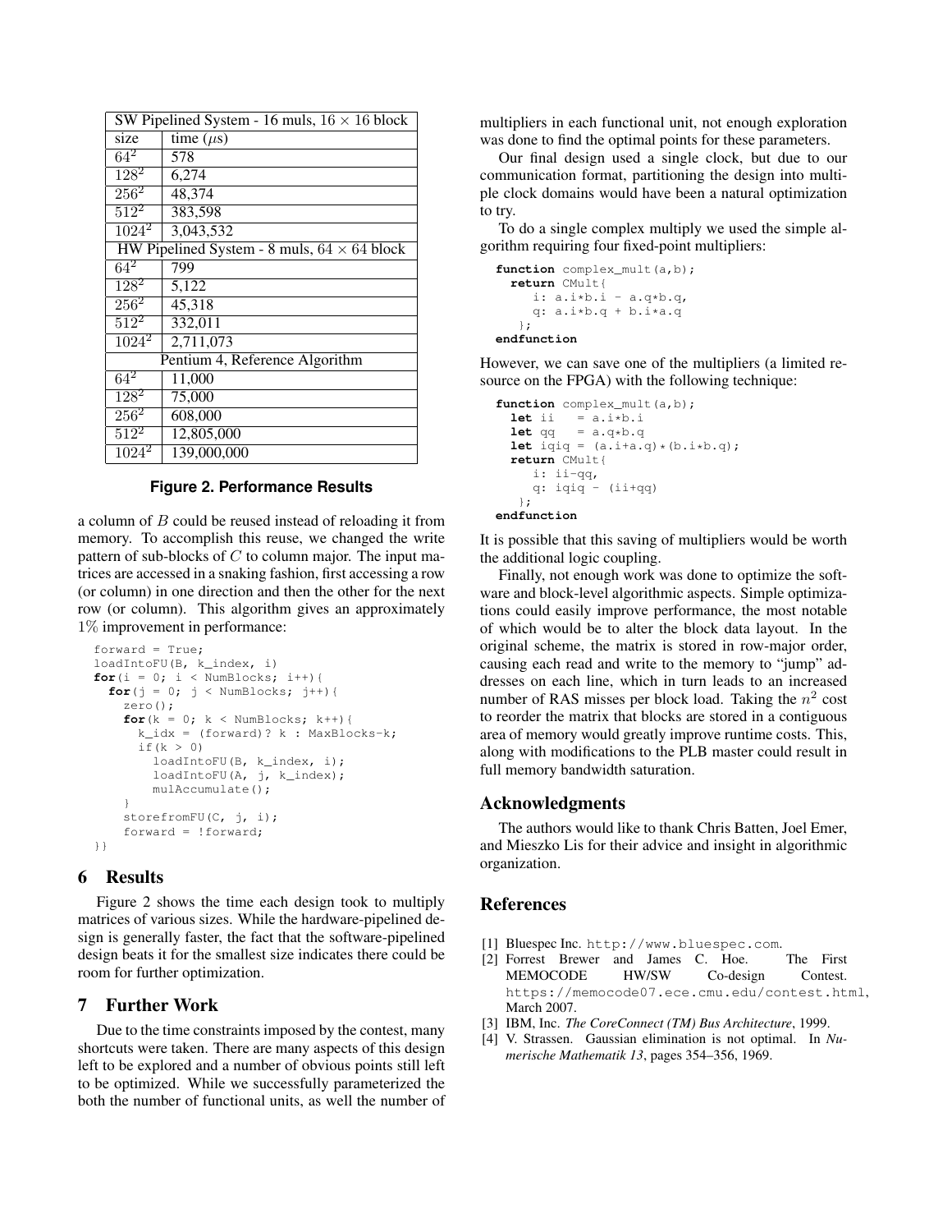| SW Pipelined System - 16 muls, $16 \times 16$ block | |
|---|---|
| size | time ($\mu$s) |
| $64^2$ | 578 |
| $128^2$ | 6,274 |
| $256^2$ | 48,374 |
| $512^2$ | 383,598 |
| $1024^2$ | 3,043,532 |
| HW Pipelined System - 8 muls, $64 \times 64$ block | |
| $64^2$ | 799 |
| $128^2$ | 5,122 |
| $256^2$ | 45,318 |
| $512^2$ | 332,011 |
| $1024^2$ | 2,711,073 |
| Pentium 4, Reference Algorithm | |
| $64^2$ | 11,000 |
| $128^2$ | 75,000 |
| $256^2$ | 608,000 |
| $512^2$ | 12,805,000 |
| $1024^2$ | 139,000,000 |

**Figure 2. Performance Results**

a column of $B$ could be reused instead of reloading it from memory. To accomplish this reuse, we changed the write pattern of sub-blocks of $C$ to column major. The input matrices are accessed in a snaking fashion, first accessing a row (or column) in one direction and then the other for the next row (or column). This algorithm gives an approximately 1% improvement in performance:

```
forward = True;
loadIntoFU(B, k_index, i)
for(i = 0; i < NumBlocks; i++){
  for(j = 0; j < NumBlocks; j++){
    zero();
    for(k = 0; k < NumBlocks; k++){
      k_idx = (forward)? k : MaxBlocks-k;
      if(k > 0)
        loadIntoFU(B, k_index, i);
        loadIntoFU(A, j, k_index);
        mulAccumulate();
    }
    storefromFU(C, j, i);
    forward = !forward;
}}
```

## 6 Results

Figure 2 shows the time each design took to multiply matrices of various sizes. While the hardware-pipelined design is generally faster, the fact that the software-pipelined design beats it for the smallest size indicates there could be room for further optimization.

## 7 Further Work

Due to the time constraints imposed by the contest, many shortcuts were taken. There are many aspects of this design left to be explored and a number of obvious points still left to be optimized. While we successfully parameterized the both the number of functional units, as well the number of multipliers in each functional unit, not enough exploration was done to find the optimal points for these parameters.

Our final design used a single clock, but due to our communication format, partitioning the design into multiple clock domains would have been a natural optimization to try.

To do a single complex multiply we used the simple algorithm requiring four fixed-point multipliers:

```
function complex_mult(a,b);
  return CMult{
     i: a.i*b.i - a.q*b.q,
     q: a.i*b.q + b.i*a.q
  };
endfunction
```

However, we can save one of the multipliers (a limited resource on the FPGA) with the following technique:

```
function complex_mult(a,b);
  let ii   = a.i*b.i
  let qq   = a.q*b.q
  let iqiq = (a.i+a.q)*(b.i*b.q);
  return CMult{
     i: ii-qq,
     q: iqiq - (ii+qq)
  };
endfunction
```

It is possible that this saving of multipliers would be worth the additional logic coupling.

Finally, not enough work was done to optimize the software and block-level algorithmic aspects. Simple optimizations could easily improve performance, the most notable of which would be to alter the block data layout. In the original scheme, the matrix is stored in row-major order, causing each read and write to the memory to "jump" addresses on each line, which in turn leads to an increased number of RAS misses per block load. Taking the $n^2$ cost to reorder the matrix that blocks are stored in a contiguous area of memory would greatly improve runtime costs. This, along with modifications to the PLB master could result in full memory bandwidth saturation.

## Acknowledgments

The authors would like to thank Chris Batten, Joel Emer, and Mieszko Lis for their advice and insight in algorithmic organization.

## References

[1] Bluespec Inc. http://www.bluespec.com.

[2] Forrest Brewer and James C. Hoe. The First MEMOCODE HW/SW Co-design Contest. https://memocode07.ece.cmu.edu/contest.html, March 2007.

[3] IBM, Inc. *The CoreConnect (TM) Bus Architecture*, 1999.

[4] V. Strassen. Gaussian elimination is not optimal. In *Numerische Mathematik 13*, pages 354–356, 1969.